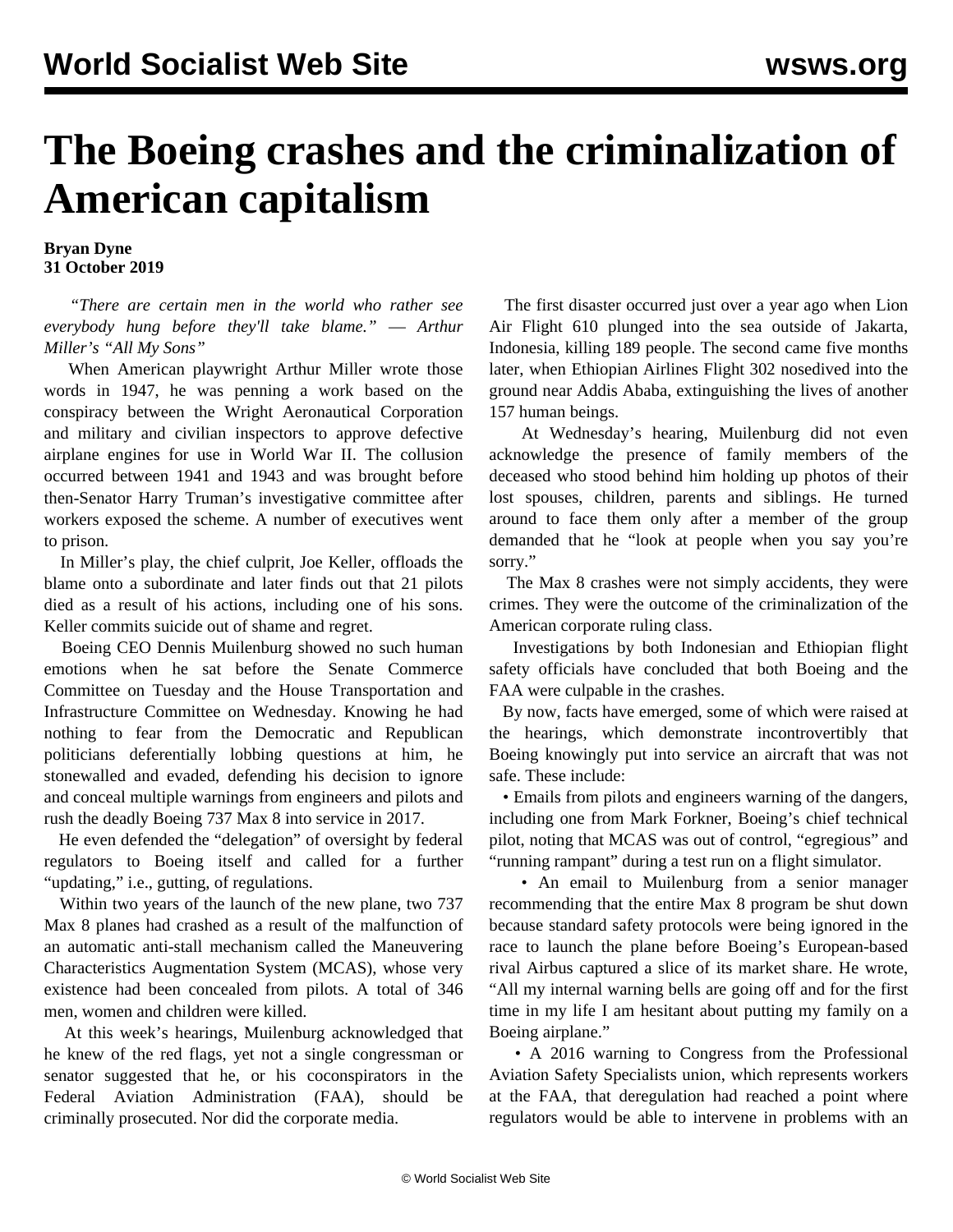# The Boeing crashes and the criminalization of American capitalism

**Bryan Dyne**
**31 October 2019**

*"There are certain men in the world who rather see everybody hung before they'll take blame." — Arthur Miller's "All My Sons"*

When American playwright Arthur Miller wrote those words in 1947, he was penning a work based on the conspiracy between the Wright Aeronautical Corporation and military and civilian inspectors to approve defective airplane engines for use in World War II. The collusion occurred between 1941 and 1943 and was brought before then-Senator Harry Truman's investigative committee after workers exposed the scheme. A number of executives went to prison.

In Miller's play, the chief culprit, Joe Keller, offloads the blame onto a subordinate and later finds out that 21 pilots died as a result of his actions, including one of his sons. Keller commits suicide out of shame and regret.

Boeing CEO Dennis Muilenburg showed no such human emotions when he sat before the Senate Commerce Committee on Tuesday and the House Transportation and Infrastructure Committee on Wednesday. Knowing he had nothing to fear from the Democratic and Republican politicians deferentially lobbing questions at him, he stonewalled and evaded, defending his decision to ignore and conceal multiple warnings from engineers and pilots and rush the deadly Boeing 737 Max 8 into service in 2017.

He even defended the "delegation" of oversight by federal regulators to Boeing itself and called for a further "updating," i.e., gutting, of regulations.

Within two years of the launch of the new plane, two 737 Max 8 planes had crashed as a result of the malfunction of an automatic anti-stall mechanism called the Maneuvering Characteristics Augmentation System (MCAS), whose very existence had been concealed from pilots. A total of 346 men, women and children were killed.

At this week's hearings, Muilenburg acknowledged that he knew of the red flags, yet not a single congressman or senator suggested that he, or his coconspirators in the Federal Aviation Administration (FAA), should be criminally prosecuted. Nor did the corporate media.

The first disaster occurred just over a year ago when Lion Air Flight 610 plunged into the sea outside of Jakarta, Indonesia, killing 189 people. The second came five months later, when Ethiopian Airlines Flight 302 nosedived into the ground near Addis Ababa, extinguishing the lives of another 157 human beings.

At Wednesday's hearing, Muilenburg did not even acknowledge the presence of family members of the deceased who stood behind him holding up photos of their lost spouses, children, parents and siblings. He turned around to face them only after a member of the group demanded that he "look at people when you say you're sorry."

The Max 8 crashes were not simply accidents, they were crimes. They were the outcome of the criminalization of the American corporate ruling class.

Investigations by both Indonesian and Ethiopian flight safety officials have concluded that both Boeing and the FAA were culpable in the crashes.

By now, facts have emerged, some of which were raised at the hearings, which demonstrate incontrovertibly that Boeing knowingly put into service an aircraft that was not safe. These include:

- Emails from pilots and engineers warning of the dangers, including one from Mark Forkner, Boeing's chief technical pilot, noting that MCAS was out of control, "egregious" and "running rampant" during a test run on a flight simulator.
- An email to Muilenburg from a senior manager recommending that the entire Max 8 program be shut down because standard safety protocols were being ignored in the race to launch the plane before Boeing's European-based rival Airbus captured a slice of its market share. He wrote, "All my internal warning bells are going off and for the first time in my life I am hesitant about putting my family on a Boeing airplane."
- A 2016 warning to Congress from the Professional Aviation Safety Specialists union, which represents workers at the FAA, that deregulation had reached a point where regulators would be able to intervene in problems with an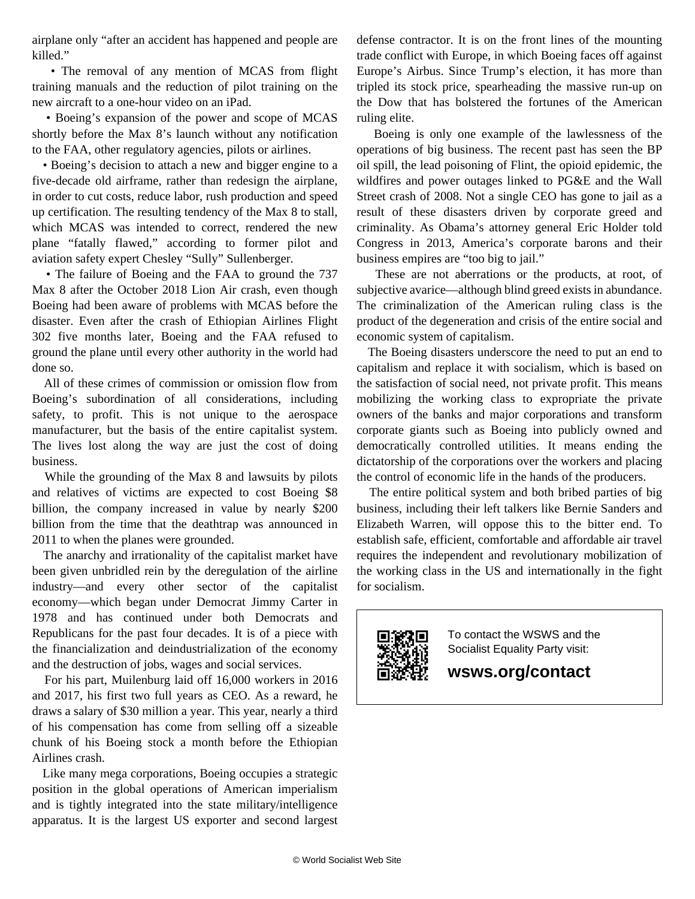airplane only "after an accident has happened and people are killed."

• The removal of any mention of MCAS from flight training manuals and the reduction of pilot training on the new aircraft to a one-hour video on an iPad.

• Boeing's expansion of the power and scope of MCAS shortly before the Max 8's launch without any notification to the FAA, other regulatory agencies, pilots or airlines.

• Boeing's decision to attach a new and bigger engine to a five-decade old airframe, rather than redesign the airplane, in order to cut costs, reduce labor, rush production and speed up certification. The resulting tendency of the Max 8 to stall, which MCAS was intended to correct, rendered the new plane "fatally flawed," according to former pilot and aviation safety expert Chesley "Sully" Sullenberger.

• The failure of Boeing and the FAA to ground the 737 Max 8 after the October 2018 Lion Air crash, even though Boeing had been aware of problems with MCAS before the disaster. Even after the crash of Ethiopian Airlines Flight 302 five months later, Boeing and the FAA refused to ground the plane until every other authority in the world had done so.

All of these crimes of commission or omission flow from Boeing's subordination of all considerations, including safety, to profit. This is not unique to the aerospace manufacturer, but the basis of the entire capitalist system. The lives lost along the way are just the cost of doing business.

While the grounding of the Max 8 and lawsuits by pilots and relatives of victims are expected to cost Boeing $8 billion, the company increased in value by nearly $200 billion from the time that the deathtrap was announced in 2011 to when the planes were grounded.

The anarchy and irrationality of the capitalist market have been given unbridled rein by the deregulation of the airline industry—and every other sector of the capitalist economy—which began under Democrat Jimmy Carter in 1978 and has continued under both Democrats and Republicans for the past four decades. It is of a piece with the financialization and deindustrialization of the economy and the destruction of jobs, wages and social services.

For his part, Muilenburg laid off 16,000 workers in 2016 and 2017, his first two full years as CEO. As a reward, he draws a salary of $30 million a year. This year, nearly a third of his compensation has come from selling off a sizeable chunk of his Boeing stock a month before the Ethiopian Airlines crash.

Like many mega corporations, Boeing occupies a strategic position in the global operations of American imperialism and is tightly integrated into the state military/intelligence apparatus. It is the largest US exporter and second largest defense contractor. It is on the front lines of the mounting trade conflict with Europe, in which Boeing faces off against Europe's Airbus. Since Trump's election, it has more than tripled its stock price, spearheading the massive run-up on the Dow that has bolstered the fortunes of the American ruling elite.

Boeing is only one example of the lawlessness of the operations of big business. The recent past has seen the BP oil spill, the lead poisoning of Flint, the opioid epidemic, the wildfires and power outages linked to PG&E and the Wall Street crash of 2008. Not a single CEO has gone to jail as a result of these disasters driven by corporate greed and criminality. As Obama's attorney general Eric Holder told Congress in 2013, America's corporate barons and their business empires are "too big to jail."

These are not aberrations or the products, at root, of subjective avarice—although blind greed exists in abundance. The criminalization of the American ruling class is the product of the degeneration and crisis of the entire social and economic system of capitalism.

The Boeing disasters underscore the need to put an end to capitalism and replace it with socialism, which is based on the satisfaction of social need, not private profit. This means mobilizing the working class to expropriate the private owners of the banks and major corporations and transform corporate giants such as Boeing into publicly owned and democratically controlled utilities. It means ending the dictatorship of the corporations over the workers and placing the control of economic life in the hands of the producers.

The entire political system and both bribed parties of big business, including their left talkers like Bernie Sanders and Elizabeth Warren, will oppose this to the bitter end. To establish safe, efficient, comfortable and affordable air travel requires the independent and revolutionary mobilization of the working class in the US and internationally in the fight for socialism.

To contact the WSWS and the Socialist Equality Party visit:

**wsws.org/contact**